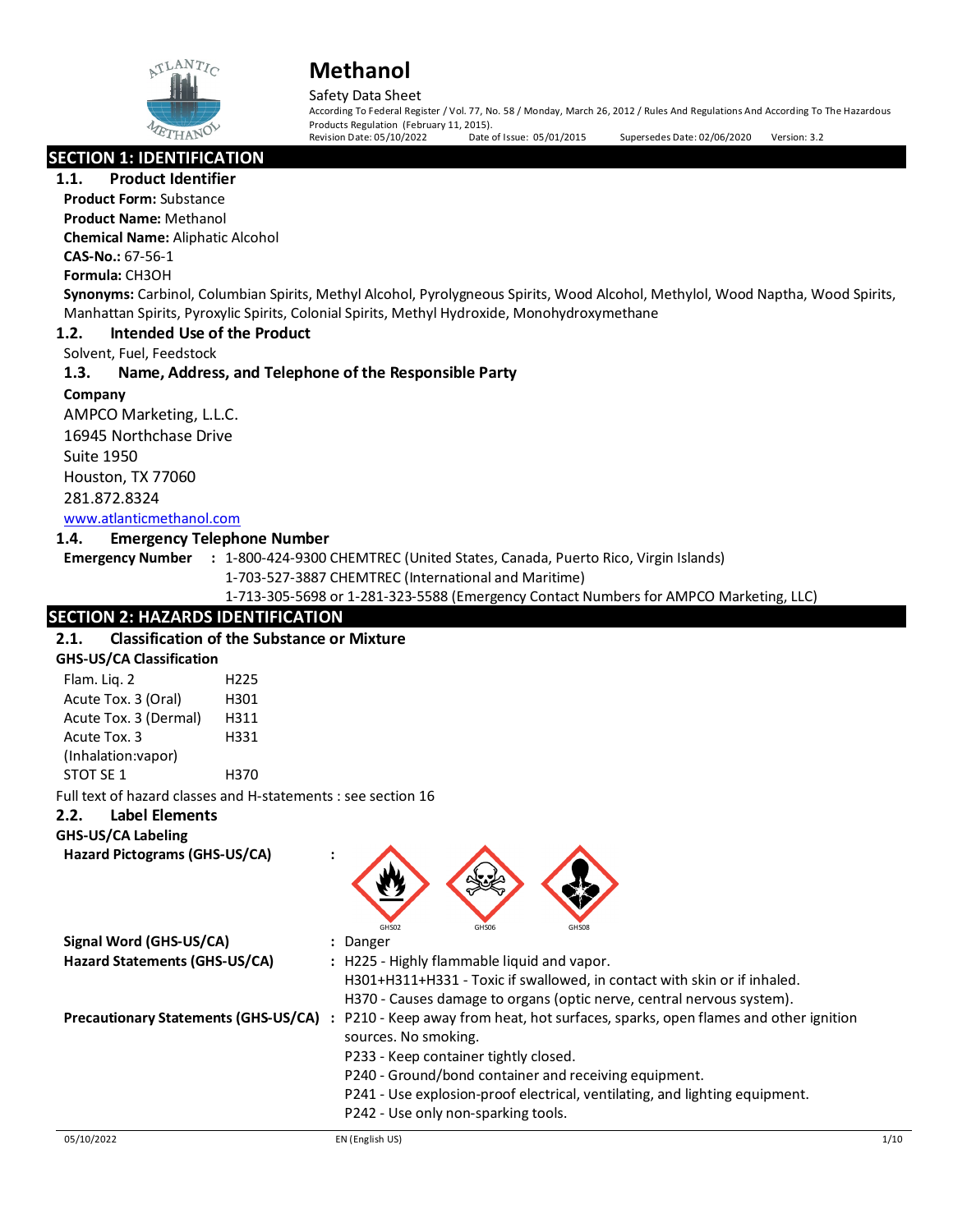# Methanol

Safety Data Sheet

According To Federal Register / Vol. 77, No. 58 / Monday, March 26, 2012 / Rules And Regulations And According To The Hazardous Products Regulation (February 11, 2015).

Revision Date: 05/10/2022 Date of Issue: 05/01/2015 Supersedes Date: 02/06/2020 Version: 3.2

## SECTION 1: IDENTIFICATION

### 1.1. Product Identifier

**Product Form:** Substance

**Product Name:** Methanol

**Chemical Name:** Aliphatic Alcohol

**CAS-No.:** 67-56-1

**Formula:** CH3OH

**Synonyms:** Carbinol, Columbian Spirits, Methyl Alcohol, Pyrolygneous Spirits, Wood Alcohol, Methylol, Wood Naptha, Wood Spirits, Manhattan Spirits, Pyroxylic Spirits, Colonial Spirits, Methyl Hydroxide, Monohydroxymethane

### 1.2. Intended Use of the Product

Solvent, Fuel, Feedstock

### 1.3. Name, Address, and Telephone of the Responsible Party

**Company**

AMPCO Marketing, L.L.C.
16945 Northchase Drive
Suite 1950
Houston, TX 77060
281.872.8324
www.atlanticmethanol.com

### 1.4. Emergency Telephone Number

**Emergency Number** : 1-800-424-9300 CHEMTREC (United States, Canada, Puerto Rico, Virgin Islands)
1-703-527-3887 CHEMTREC (International and Maritime)
1-713-305-5698 or 1-281-323-5588 (Emergency Contact Numbers for AMPCO Marketing, LLC)

## SECTION 2: HAZARDS IDENTIFICATION

### 2.1. Classification of the Substance or Mixture

**GHS-US/CA Classification**

| | |
|---|---|
| Flam. Liq. 2 | H225 |
| Acute Tox. 3 (Oral) | H301 |
| Acute Tox. 3 (Dermal) | H311 |
| Acute Tox. 3 (Inhalation:vapor) | H331 |
| STOT SE 1 | H370 |

Full text of hazard classes and H-statements : see section 16

### 2.2. Label Elements

**GHS-US/CA Labeling**

**Hazard Pictograms (GHS-US/CA)** :

GHS02 GHS06 GHS08

**Signal Word (GHS-US/CA)** : Danger

**Hazard Statements (GHS-US/CA)** : H225 - Highly flammable liquid and vapor.
H301+H311+H331 - Toxic if swallowed, in contact with skin or if inhaled.
H370 - Causes damage to organs (optic nerve, central nervous system).

**Precautionary Statements (GHS-US/CA)** : P210 - Keep away from heat, hot surfaces, sparks, open flames and other ignition sources. No smoking.
P233 - Keep container tightly closed.
P240 - Ground/bond container and receiving equipment.
P241 - Use explosion-proof electrical, ventilating, and lighting equipment.
P242 - Use only non-sparking tools.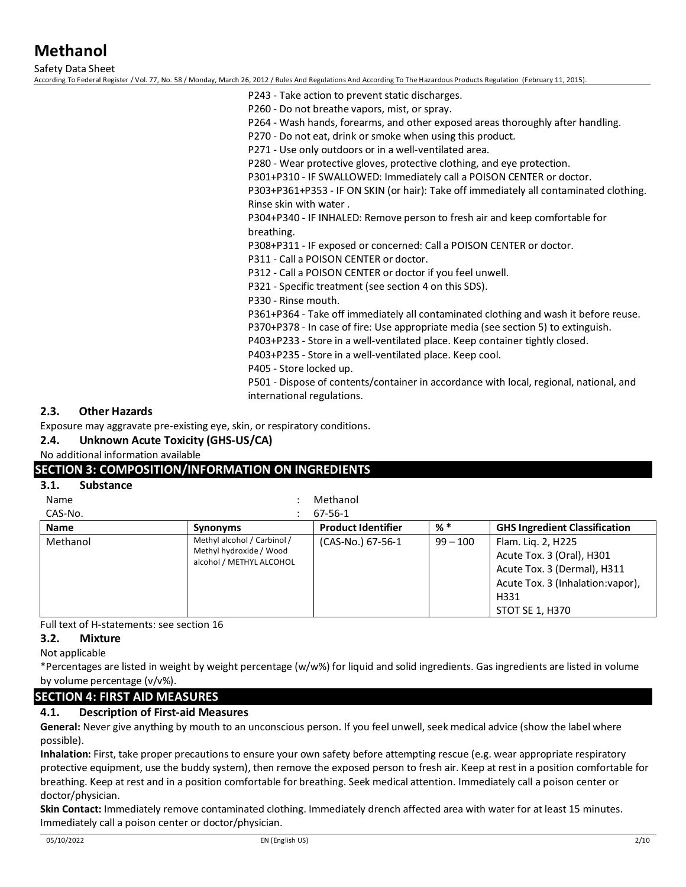P243 - Take action to prevent static discharges.
P260 - Do not breathe vapors, mist, or spray.
P264 - Wash hands, forearms, and other exposed areas thoroughly after handling.
P270 - Do not eat, drink or smoke when using this product.
P271 - Use only outdoors or in a well-ventilated area.
P280 - Wear protective gloves, protective clothing, and eye protection.
P301+P310 - IF SWALLOWED: Immediately call a POISON CENTER or doctor.
P303+P361+P353 - IF ON SKIN (or hair): Take off immediately all contaminated clothing. Rinse skin with water .
P304+P340 - IF INHALED: Remove person to fresh air and keep comfortable for breathing.
P308+P311 - IF exposed or concerned: Call a POISON CENTER or doctor.
P311 - Call a POISON CENTER or doctor.
P312 - Call a POISON CENTER or doctor if you feel unwell.
P321 - Specific treatment (see section 4 on this SDS).
P330 - Rinse mouth.
P361+P364 - Take off immediately all contaminated clothing and wash it before reuse.
P370+P378 - In case of fire: Use appropriate media (see section 5) to extinguish.
P403+P233 - Store in a well-ventilated place. Keep container tightly closed.
P403+P235 - Store in a well-ventilated place. Keep cool.
P405 - Store locked up.
P501 - Dispose of contents/container in accordance with local, regional, national, and international regulations.

### 2.3. Other Hazards

Exposure may aggravate pre-existing eye, skin, or respiratory conditions.

### 2.4. Unknown Acute Toxicity (GHS-US/CA)

No additional information available

## SECTION 3: COMPOSITION/INFORMATION ON INGREDIENTS

### 3.1. Substance

Name : Methanol
CAS-No. : 67-56-1

| Name | Synonyms | Product Identifier | % * | GHS Ingredient Classification |
|---|---|---|---|---|
| Methanol | Methyl alcohol / Carbinol / Methyl hydroxide / Wood alcohol / METHYL ALCOHOL | (CAS-No.) 67-56-1 | 99 – 100 | Flam. Liq. 2, H225<br>Acute Tox. 3 (Oral), H301<br>Acute Tox. 3 (Dermal), H311<br>Acute Tox. 3 (Inhalation:vapor), H331<br>STOT SE 1, H370 |

Full text of H-statements: see section 16

### 3.2. Mixture

Not applicable

*Percentages are listed in weight by weight percentage (w/w%) for liquid and solid ingredients. Gas ingredients are listed in volume by volume percentage (v/v%).

## SECTION 4: FIRST AID MEASURES

### 4.1. Description of First-aid Measures

**General:** Never give anything by mouth to an unconscious person. If you feel unwell, seek medical advice (show the label where possible).

**Inhalation:** First, take proper precautions to ensure your own safety before attempting rescue (e.g. wear appropriate respiratory protective equipment, use the buddy system), then remove the exposed person to fresh air. Keep at rest in a position comfortable for breathing. Keep at rest and in a position comfortable for breathing. Seek medical attention. Immediately call a poison center or doctor/physician.

**Skin Contact:** Immediately remove contaminated clothing. Immediately drench affected area with water for at least 15 minutes. Immediately call a poison center or doctor/physician.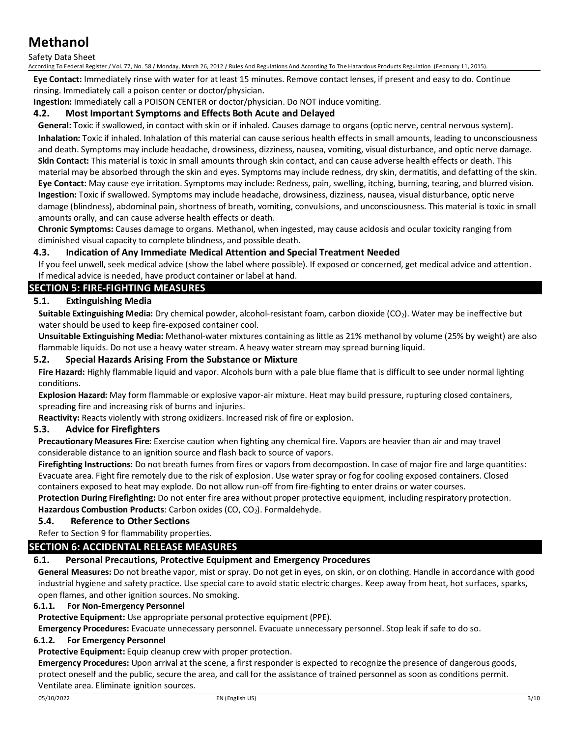**Eye Contact:** Immediately rinse with water for at least 15 minutes. Remove contact lenses, if present and easy to do. Continue rinsing. Immediately call a poison center or doctor/physician.

**Ingestion:** Immediately call a POISON CENTER or doctor/physician. Do NOT induce vomiting.

### 4.2. Most Important Symptoms and Effects Both Acute and Delayed

**General:** Toxic if swallowed, in contact with skin or if inhaled. Causes damage to organs (optic nerve, central nervous system).

**Inhalation:** Toxic if inhaled. Inhalation of this material can cause serious health effects in small amounts, leading to unconsciousness and death. Symptoms may include headache, drowsiness, dizziness, nausea, vomiting, visual disturbance, and optic nerve damage.

**Skin Contact:** This material is toxic in small amounts through skin contact, and can cause adverse health effects or death. This material may be absorbed through the skin and eyes. Symptoms may include redness, dry skin, dermatitis, and defatting of the skin.

**Eye Contact:** May cause eye irritation. Symptoms may include: Redness, pain, swelling, itching, burning, tearing, and blurred vision.

**Ingestion:** Toxic if swallowed. Symptoms may include headache, drowsiness, dizziness, nausea, visual disturbance, optic nerve damage (blindness), abdominal pain, shortness of breath, vomiting, convulsions, and unconsciousness. This material is toxic in small amounts orally, and can cause adverse health effects or death.

**Chronic Symptoms:** Causes damage to organs. Methanol, when ingested, may cause acidosis and ocular toxicity ranging from diminished visual capacity to complete blindness, and possible death.

### 4.3. Indication of Any Immediate Medical Attention and Special Treatment Needed

If you feel unwell, seek medical advice (show the label where possible). If exposed or concerned, get medical advice and attention. If medical advice is needed, have product container or label at hand.

## SECTION 5: FIRE-FIGHTING MEASURES

### 5.1. Extinguishing Media

**Suitable Extinguishing Media:** Dry chemical powder, alcohol-resistant foam, carbon dioxide ($CO_2$). Water may be ineffective but water should be used to keep fire-exposed container cool.

**Unsuitable Extinguishing Media:** Methanol-water mixtures containing as little as 21% methanol by volume (25% by weight) are also flammable liquids. Do not use a heavy water stream. A heavy water stream may spread burning liquid.

### 5.2. Special Hazards Arising From the Substance or Mixture

**Fire Hazard:** Highly flammable liquid and vapor. Alcohols burn with a pale blue flame that is difficult to see under normal lighting conditions.

**Explosion Hazard:** May form flammable or explosive vapor-air mixture. Heat may build pressure, rupturing closed containers, spreading fire and increasing risk of burns and injuries.

**Reactivity:** Reacts violently with strong oxidizers. Increased risk of fire or explosion.

### 5.3. Advice for Firefighters

**Precautionary Measures Fire:** Exercise caution when fighting any chemical fire. Vapors are heavier than air and may travel considerable distance to an ignition source and flash back to source of vapors.

**Firefighting Instructions:** Do not breath fumes from fires or vapors from decompostion. In case of major fire and large quantities: Evacuate area. Fight fire remotely due to the risk of explosion. Use water spray or fog for cooling exposed containers. Closed containers exposed to heat may explode. Do not allow run-off from fire-fighting to enter drains or water courses.

**Protection During Firefighting:** Do not enter fire area without proper protective equipment, including respiratory protection.

**Hazardous Combustion Products**: Carbon oxides ($CO$, $CO_2$). Formaldehyde.

### 5.4. Reference to Other Sections

Refer to Section 9 for flammability properties.

## SECTION 6: ACCIDENTAL RELEASE MEASURES

### 6.1. Personal Precautions, Protective Equipment and Emergency Procedures

**General Measures:** Do not breathe vapor, mist or spray. Do not get in eyes, on skin, or on clothing. Handle in accordance with good industrial hygiene and safety practice. Use special care to avoid static electric charges. Keep away from heat, hot surfaces, sparks, open flames, and other ignition sources. No smoking.

#### 6.1.1. For Non-Emergency Personnel

**Protective Equipment:** Use appropriate personal protective equipment (PPE).

**Emergency Procedures:** Evacuate unnecessary personnel. Evacuate unnecessary personnel. Stop leak if safe to do so.

#### 6.1.2. For Emergency Personnel

**Protective Equipment:** Equip cleanup crew with proper protection.

**Emergency Procedures:** Upon arrival at the scene, a first responder is expected to recognize the presence of dangerous goods, protect oneself and the public, secure the area, and call for the assistance of trained personnel as soon as conditions permit. Ventilate area. Eliminate ignition sources.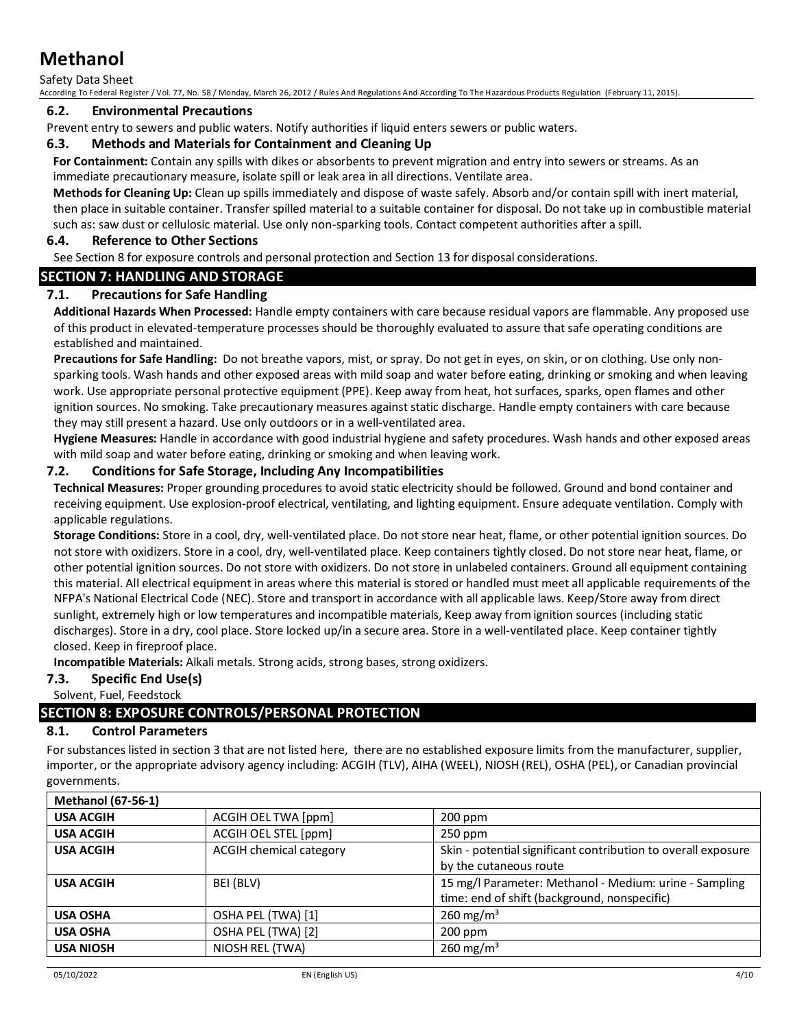### 6.2. Environmental Precautions

Prevent entry to sewers and public waters. Notify authorities if liquid enters sewers or public waters.

### 6.3. Methods and Materials for Containment and Cleaning Up

**For Containment:** Contain any spills with dikes or absorbents to prevent migration and entry into sewers or streams. As an immediate precautionary measure, isolate spill or leak area in all directions. Ventilate area.

**Methods for Cleaning Up:** Clean up spills immediately and dispose of waste safely. Absorb and/or contain spill with inert material, then place in suitable container. Transfer spilled material to a suitable container for disposal. Do not take up in combustible material such as: saw dust or cellulosic material. Use only non-sparking tools. Contact competent authorities after a spill.

### 6.4. Reference to Other Sections

See Section 8 for exposure controls and personal protection and Section 13 for disposal considerations.

## SECTION 7: HANDLING AND STORAGE

### 7.1. Precautions for Safe Handling

**Additional Hazards When Processed:** Handle empty containers with care because residual vapors are flammable. Any proposed use of this product in elevated-temperature processes should be thoroughly evaluated to assure that safe operating conditions are established and maintained.

**Precautions for Safe Handling:** Do not breathe vapors, mist, or spray. Do not get in eyes, on skin, or on clothing. Use only non-sparking tools. Wash hands and other exposed areas with mild soap and water before eating, drinking or smoking and when leaving work. Use appropriate personal protective equipment (PPE). Keep away from heat, hot surfaces, sparks, open flames and other ignition sources. No smoking. Take precautionary measures against static discharge. Handle empty containers with care because they may still present a hazard. Use only outdoors or in a well-ventilated area.

**Hygiene Measures:** Handle in accordance with good industrial hygiene and safety procedures. Wash hands and other exposed areas with mild soap and water before eating, drinking or smoking and when leaving work.

### 7.2. Conditions for Safe Storage, Including Any Incompatibilities

**Technical Measures:** Proper grounding procedures to avoid static electricity should be followed. Ground and bond container and receiving equipment. Use explosion-proof electrical, ventilating, and lighting equipment. Ensure adequate ventilation. Comply with applicable regulations.

**Storage Conditions:** Store in a cool, dry, well-ventilated place. Do not store near heat, flame, or other potential ignition sources. Do not store with oxidizers. Store in a cool, dry, well-ventilated place. Keep containers tightly closed. Do not store near heat, flame, or other potential ignition sources. Do not store with oxidizers. Do not store in unlabeled containers. Ground all equipment containing this material. All electrical equipment in areas where this material is stored or handled must meet all applicable requirements of the NFPA's National Electrical Code (NEC). Store and transport in accordance with all applicable laws. Keep/Store away from direct sunlight, extremely high or low temperatures and incompatible materials, Keep away from ignition sources (including static discharges). Store in a dry, cool place. Store locked up/in a secure area. Store in a well-ventilated place. Keep container tightly closed. Keep in fireproof place.

**Incompatible Materials:** Alkali metals. Strong acids, strong bases, strong oxidizers.

### 7.3. Specific End Use(s)

Solvent, Fuel, Feedstock

## SECTION 8: EXPOSURE CONTROLS/PERSONAL PROTECTION

### 8.1. Control Parameters

For substances listed in section 3 that are not listed here, there are no established exposure limits from the manufacturer, supplier, importer, or the appropriate advisory agency including: ACGIH (TLV), AIHA (WEEL), NIOSH (REL), OSHA (PEL), or Canadian provincial governments.

| **Methanol (67-56-1)** | | |
|---|---|---|
| **USA ACGIH** | ACGIH OEL TWA [ppm] | 200 ppm |
| **USA ACGIH** | ACGIH OEL STEL [ppm] | 250 ppm |
| **USA ACGIH** | ACGIH chemical category | Skin - potential significant contribution to overall exposure by the cutaneous route |
| **USA ACGIH** | BEI (BLV) | 15 mg/l Parameter: Methanol - Medium: urine - Sampling time: end of shift (background, nonspecific) |
| **USA OSHA** | OSHA PEL (TWA) [1] | 260 mg/m³ |
| **USA OSHA** | OSHA PEL (TWA) [2] | 200 ppm |
| **USA NIOSH** | NIOSH REL (TWA) | 260 mg/m³ |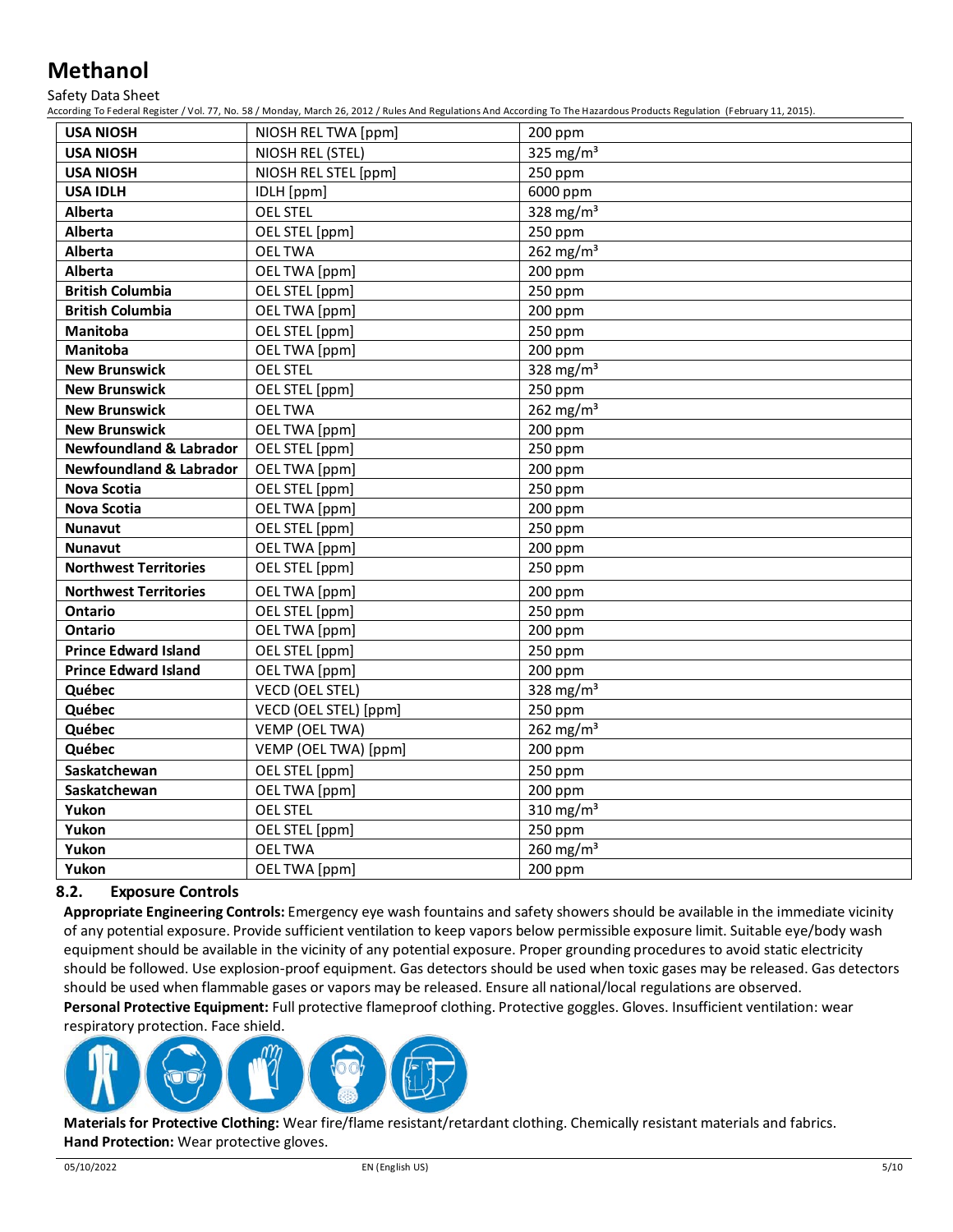| USA NIOSH | NIOSH REL TWA [ppm] | 200 ppm |
|---|---|---|
| **USA NIOSH** | NIOSH REL (STEL) | 325 mg/m³ |
| **USA NIOSH** | NIOSH REL STEL [ppm] | 250 ppm |
| **USA IDLH** | IDLH [ppm] | 6000 ppm |
| **Alberta** | OEL STEL | 328 mg/m³ |
| **Alberta** | OEL STEL [ppm] | 250 ppm |
| **Alberta** | OEL TWA | 262 mg/m³ |
| **Alberta** | OEL TWA [ppm] | 200 ppm |
| **British Columbia** | OEL STEL [ppm] | 250 ppm |
| **British Columbia** | OEL TWA [ppm] | 200 ppm |
| **Manitoba** | OEL STEL [ppm] | 250 ppm |
| **Manitoba** | OEL TWA [ppm] | 200 ppm |
| **New Brunswick** | OEL STEL | 328 mg/m³ |
| **New Brunswick** | OEL STEL [ppm] | 250 ppm |
| **New Brunswick** | OEL TWA | 262 mg/m³ |
| **New Brunswick** | OEL TWA [ppm] | 200 ppm |
| **Newfoundland & Labrador** | OEL STEL [ppm] | 250 ppm |
| **Newfoundland & Labrador** | OEL TWA [ppm] | 200 ppm |
| **Nova Scotia** | OEL STEL [ppm] | 250 ppm |
| **Nova Scotia** | OEL TWA [ppm] | 200 ppm |
| **Nunavut** | OEL STEL [ppm] | 250 ppm |
| **Nunavut** | OEL TWA [ppm] | 200 ppm |
| **Northwest Territories** | OEL STEL [ppm] | 250 ppm |
| **Northwest Territories** | OEL TWA [ppm] | 200 ppm |
| **Ontario** | OEL STEL [ppm] | 250 ppm |
| **Ontario** | OEL TWA [ppm] | 200 ppm |
| **Prince Edward Island** | OEL STEL [ppm] | 250 ppm |
| **Prince Edward Island** | OEL TWA [ppm] | 200 ppm |
| **Québec** | VECD (OEL STEL) | 328 mg/m³ |
| **Québec** | VECD (OEL STEL) [ppm] | 250 ppm |
| **Québec** | VEMP (OEL TWA) | 262 mg/m³ |
| **Québec** | VEMP (OEL TWA) [ppm] | 200 ppm |
| **Saskatchewan** | OEL STEL [ppm] | 250 ppm |
| **Saskatchewan** | OEL TWA [ppm] | 200 ppm |
| **Yukon** | OEL STEL | 310 mg/m³ |
| **Yukon** | OEL STEL [ppm] | 250 ppm |
| **Yukon** | OEL TWA | 260 mg/m³ |
| **Yukon** | OEL TWA [ppm] | 200 ppm |

## 8.2. Exposure Controls

**Appropriate Engineering Controls:** Emergency eye wash fountains and safety showers should be available in the immediate vicinity of any potential exposure. Provide sufficient ventilation to keep vapors below permissible exposure limit. Suitable eye/body wash equipment should be available in the vicinity of any potential exposure. Proper grounding procedures to avoid static electricity should be followed. Use explosion-proof equipment. Gas detectors should be used when toxic gases may be released. Gas detectors should be used when flammable gases or vapors may be released. Ensure all national/local regulations are observed.

**Personal Protective Equipment:** Full protective flameproof clothing. Protective goggles. Gloves. Insufficient ventilation: wear respiratory protection. Face shield.

**Materials for Protective Clothing:** Wear fire/flame resistant/retardant clothing. Chemically resistant materials and fabrics.

**Hand Protection:** Wear protective gloves.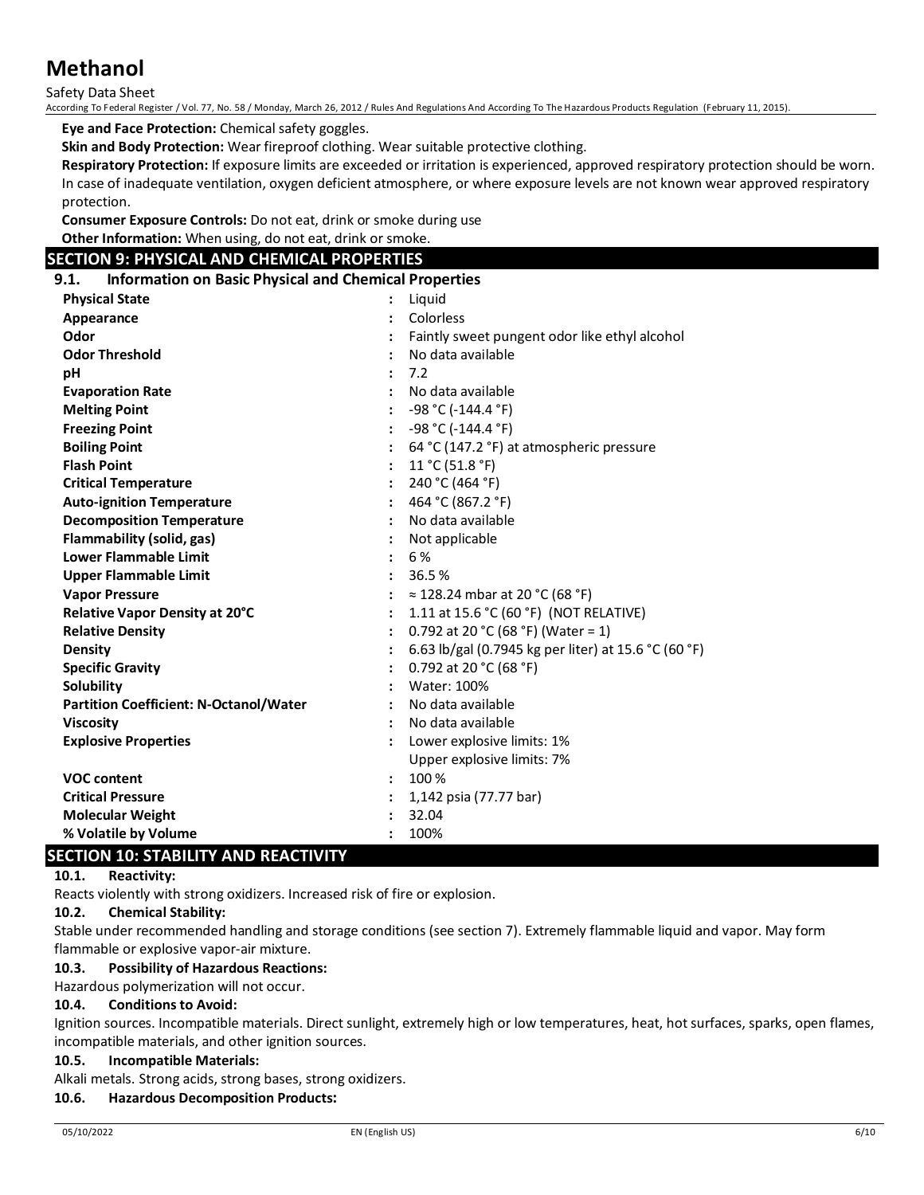**Eye and Face Protection:** Chemical safety goggles.

**Skin and Body Protection:** Wear fireproof clothing. Wear suitable protective clothing.

**Respiratory Protection:** If exposure limits are exceeded or irritation is experienced, approved respiratory protection should be worn. In case of inadequate ventilation, oxygen deficient atmosphere, or where exposure levels are not known wear approved respiratory protection.

**Consumer Exposure Controls:** Do not eat, drink or smoke during use

**Other Information:** When using, do not eat, drink or smoke.

## SECTION 9: PHYSICAL AND CHEMICAL PROPERTIES

### 9.1. Information on Basic Physical and Chemical Properties

| | | |
|---|---|---|
| **Physical State** | : | Liquid |
| **Appearance** | : | Colorless |
| **Odor** | : | Faintly sweet pungent odor like ethyl alcohol |
| **Odor Threshold** | : | No data available |
| **pH** | : | 7.2 |
| **Evaporation Rate** | : | No data available |
| **Melting Point** | : | -98 °C (-144.4 °F) |
| **Freezing Point** | : | -98 °C (-144.4 °F) |
| **Boiling Point** | : | 64 °C (147.2 °F) at atmospheric pressure |
| **Flash Point** | : | 11 °C (51.8 °F) |
| **Critical Temperature** | : | 240 °C (464 °F) |
| **Auto-ignition Temperature** | : | 464 °C (867.2 °F) |
| **Decomposition Temperature** | : | No data available |
| **Flammability (solid, gas)** | : | Not applicable |
| **Lower Flammable Limit** | : | 6 % |
| **Upper Flammable Limit** | : | 36.5 % |
| **Vapor Pressure** | : | ≈ 128.24 mbar at 20 °C (68 °F) |
| **Relative Vapor Density at 20°C** | : | 1.11 at 15.6 °C (60 °F) (NOT RELATIVE) |
| **Relative Density** | : | 0.792 at 20 °C (68 °F) (Water = 1) |
| **Density** | : | 6.63 lb/gal (0.7945 kg per liter) at 15.6 °C (60 °F) |
| **Specific Gravity** | : | 0.792 at 20 °C (68 °F) |
| **Solubility** | : | Water: 100% |
| **Partition Coefficient: N-Octanol/Water** | : | No data available |
| **Viscosity** | : | No data available |
| **Explosive Properties** | : | Lower explosive limits: 1%<br>Upper explosive limits: 7% |
| **VOC content** | : | 100 % |
| **Critical Pressure** | : | 1,142 psia (77.77 bar) |
| **Molecular Weight** | : | 32.04 |
| **% Volatile by Volume** | : | 100% |

## SECTION 10: STABILITY AND REACTIVITY

### 10.1. Reactivity:

Reacts violently with strong oxidizers. Increased risk of fire or explosion.

### 10.2. Chemical Stability:

Stable under recommended handling and storage conditions (see section 7). Extremely flammable liquid and vapor. May form flammable or explosive vapor-air mixture.

### 10.3. Possibility of Hazardous Reactions:

Hazardous polymerization will not occur.

### 10.4. Conditions to Avoid:

Ignition sources. Incompatible materials. Direct sunlight, extremely high or low temperatures, heat, hot surfaces, sparks, open flames, incompatible materials, and other ignition sources.

### 10.5. Incompatible Materials:

Alkali metals. Strong acids, strong bases, strong oxidizers.

### 10.6. Hazardous Decomposition Products: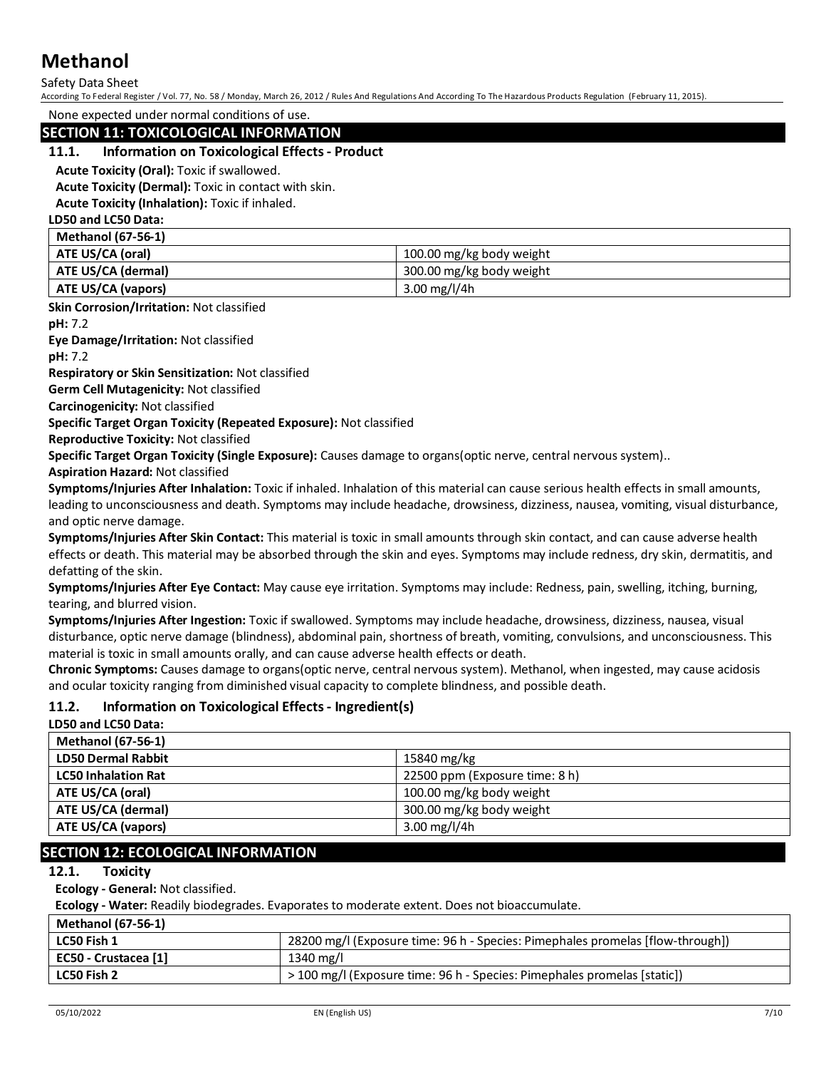None expected under normal conditions of use.

## SECTION 11: TOXICOLOGICAL INFORMATION

### 11.1. Information on Toxicological Effects - Product

**Acute Toxicity (Oral):** Toxic if swallowed.

**Acute Toxicity (Dermal):** Toxic in contact with skin.

**Acute Toxicity (Inhalation):** Toxic if inhaled.

**LD50 and LC50 Data:**

| Methanol (67-56-1) | |
|---|---|
| ATE US/CA (oral) | 100.00 mg/kg body weight |
| ATE US/CA (dermal) | 300.00 mg/kg body weight |
| ATE US/CA (vapors) | 3.00 mg/l/4h |

**Skin Corrosion/Irritation:** Not classified

**pH:** 7.2

**Eye Damage/Irritation:** Not classified

**pH:** 7.2

**Respiratory or Skin Sensitization:** Not classified

**Germ Cell Mutagenicity:** Not classified

**Carcinogenicity:** Not classified

**Specific Target Organ Toxicity (Repeated Exposure):** Not classified

**Reproductive Toxicity:** Not classified

**Specific Target Organ Toxicity (Single Exposure):** Causes damage to organs(optic nerve, central nervous system)..

**Aspiration Hazard:** Not classified

**Symptoms/Injuries After Inhalation:** Toxic if inhaled. Inhalation of this material can cause serious health effects in small amounts, leading to unconsciousness and death. Symptoms may include headache, drowsiness, dizziness, nausea, vomiting, visual disturbance, and optic nerve damage.

**Symptoms/Injuries After Skin Contact:** This material is toxic in small amounts through skin contact, and can cause adverse health effects or death. This material may be absorbed through the skin and eyes. Symptoms may include redness, dry skin, dermatitis, and defatting of the skin.

**Symptoms/Injuries After Eye Contact:** May cause eye irritation. Symptoms may include: Redness, pain, swelling, itching, burning, tearing, and blurred vision.

**Symptoms/Injuries After Ingestion:** Toxic if swallowed. Symptoms may include headache, drowsiness, dizziness, nausea, visual disturbance, optic nerve damage (blindness), abdominal pain, shortness of breath, vomiting, convulsions, and unconsciousness. This material is toxic in small amounts orally, and can cause adverse health effects or death.

**Chronic Symptoms:** Causes damage to organs(optic nerve, central nervous system). Methanol, when ingested, may cause acidosis and ocular toxicity ranging from diminished visual capacity to complete blindness, and possible death.

### 11.2. Information on Toxicological Effects - Ingredient(s)

**LD50 and LC50 Data:**

| Methanol (67-56-1) | |
|---|---|
| LD50 Dermal Rabbit | 15840 mg/kg |
| LC50 Inhalation Rat | 22500 ppm (Exposure time: 8 h) |
| ATE US/CA (oral) | 100.00 mg/kg body weight |
| ATE US/CA (dermal) | 300.00 mg/kg body weight |
| ATE US/CA (vapors) | 3.00 mg/l/4h |

## SECTION 12: ECOLOGICAL INFORMATION

### 12.1. Toxicity

**Ecology - General:** Not classified.

**Ecology - Water:** Readily biodegrades. Evaporates to moderate extent. Does not bioaccumulate.

| Methanol (67-56-1) | |
|---|---|
| LC50 Fish 1 | 28200 mg/l (Exposure time: 96 h - Species: Pimephales promelas [flow-through]) |
| EC50 - Crustacea [1] | 1340 mg/l |
| LC50 Fish 2 | > 100 mg/l (Exposure time: 96 h - Species: Pimephales promelas [static]) |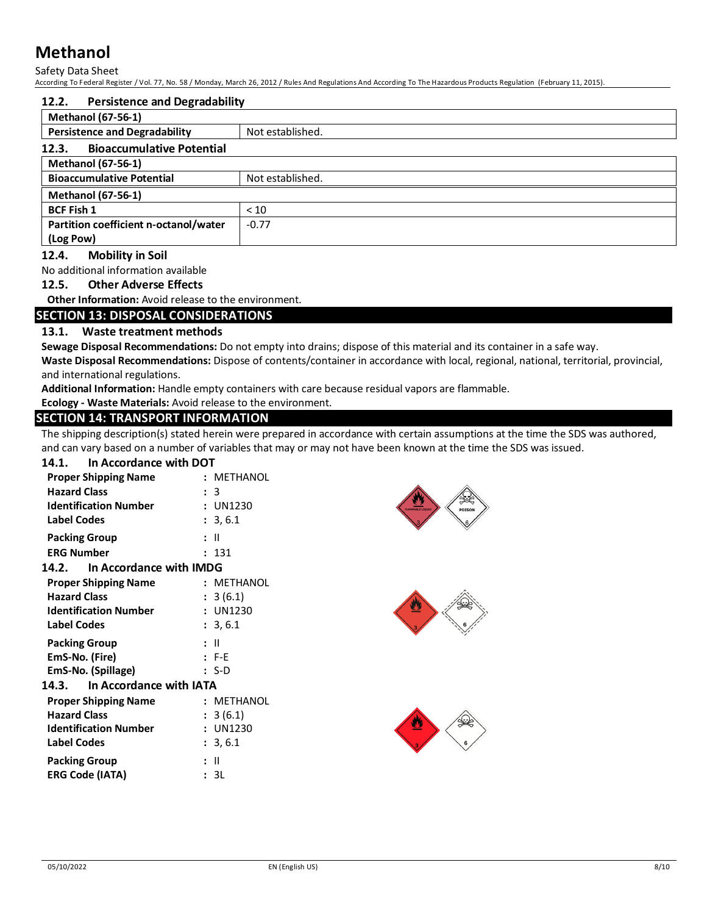### 12.2. Persistence and Degradability

| Methanol (67-56-1) | |
|---|---|
| **Persistence and Degradability** | Not established. |

### 12.3. Bioaccumulative Potential

| Methanol (67-56-1) | |
|---|---|
| **Bioaccumulative Potential** | Not established. |

| Methanol (67-56-1) | |
|---|---|
| **BCF Fish 1** | < 10 |
| **Partition coefficient n-octanol/water (Log Pow)** | -0.77 |

### 12.4. Mobility in Soil

No additional information available

### 12.5. Other Adverse Effects

**Other Information:** Avoid release to the environment.

## SECTION 13: DISPOSAL CONSIDERATIONS

### 13.1. Waste treatment methods

**Sewage Disposal Recommendations:** Do not empty into drains; dispose of this material and its container in a safe way.

**Waste Disposal Recommendations:** Dispose of contents/container in accordance with local, regional, national, territorial, provincial, and international regulations.

**Additional Information:** Handle empty containers with care because residual vapors are flammable.

**Ecology - Waste Materials:** Avoid release to the environment.

## SECTION 14: TRANSPORT INFORMATION

The shipping description(s) stated herein were prepared in accordance with certain assumptions at the time the SDS was authored, and can vary based on a number of variables that may or may not have been known at the time the SDS was issued.

### 14.1. In Accordance with DOT

**Proper Shipping Name** : METHANOL
**Hazard Class** : 3
**Identification Number** : UN1230
**Label Codes** : 3, 6.1
**Packing Group** : II
**ERG Number** : 131

### 14.2. In Accordance with IMDG

**Proper Shipping Name** : METHANOL
**Hazard Class** : 3 (6.1)
**Identification Number** : UN1230
**Label Codes** : 3, 6.1
**Packing Group** : II
**EmS-No. (Fire)** : F-E
**EmS-No. (Spillage)** : S-D

### 14.3. In Accordance with IATA

**Proper Shipping Name** : METHANOL
**Hazard Class** : 3 (6.1)
**Identification Number** : UN1230
**Label Codes** : 3, 6.1
**Packing Group** : II
**ERG Code (IATA)** : 3L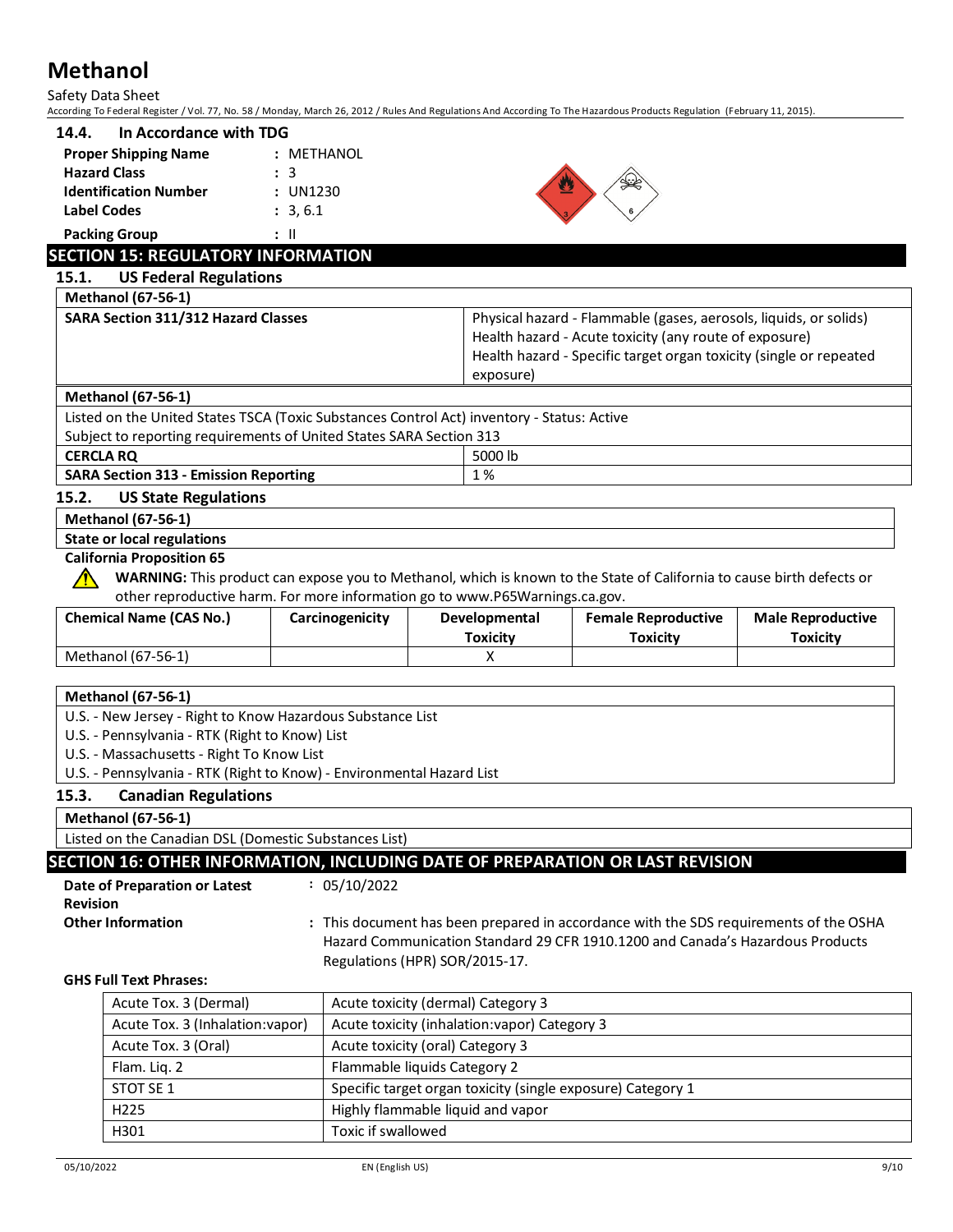### 14.4. In Accordance with TDG

**Proper Shipping Name** : METHANOL
**Hazard Class** : 3
**Identification Number** : UN1230
**Label Codes** : 3, 6.1
**Packing Group** : II

## SECTION 15: REGULATORY INFORMATION

### 15.1. US Federal Regulations

| Methanol (67-56-1) | |
|---|---|
| **SARA Section 311/312 Hazard Classes** | Physical hazard - Flammable (gases, aerosols, liquids, or solids)<br>Health hazard - Acute toxicity (any route of exposure)<br>Health hazard - Specific target organ toxicity (single or repeated exposure) |

| Methanol (67-56-1) | |
|---|---|
| Listed on the United States TSCA (Toxic Substances Control Act) inventory - Status: Active | |
| Subject to reporting requirements of United States SARA Section 313 | |
| **CERCLA RQ** | 5000 lb |
| **SARA Section 313 - Emission Reporting** | 1 % |

### 15.2. US State Regulations

| Methanol (67-56-1) |
|---|
| **State or local regulations** |

**California Proposition 65**

⚠ **WARNING:** This product can expose you to Methanol, which is known to the State of California to cause birth defects or other reproductive harm. For more information go to www.P65Warnings.ca.gov.

| Chemical Name (CAS No.) | Carcinogenicity | Developmental Toxicity | Female Reproductive Toxicity | Male Reproductive Toxicity |
|---|---|---|---|---|
| Methanol (67-56-1) | | X | | |

| Methanol (67-56-1) |
|---|
| U.S. - New Jersey - Right to Know Hazardous Substance List |
| U.S. - Pennsylvania - RTK (Right to Know) List |
| U.S. - Massachusetts - Right To Know List |
| U.S. - Pennsylvania - RTK (Right to Know) - Environmental Hazard List |

### 15.3. Canadian Regulations

| Methanol (67-56-1) |
|---|
| Listed on the Canadian DSL (Domestic Substances List) |

## SECTION 16: OTHER INFORMATION, INCLUDING DATE OF PREPARATION OR LAST REVISION

**Date of Preparation or Latest Revision** : 05/10/2022

**Other Information** : This document has been prepared in accordance with the SDS requirements of the OSHA Hazard Communication Standard 29 CFR 1910.1200 and Canada's Hazardous Products Regulations (HPR) SOR/2015-17.

**GHS Full Text Phrases:**

| | |
|---|---|
| Acute Tox. 3 (Dermal) | Acute toxicity (dermal) Category 3 |
| Acute Tox. 3 (Inhalation:vapor) | Acute toxicity (inhalation:vapor) Category 3 |
| Acute Tox. 3 (Oral) | Acute toxicity (oral) Category 3 |
| Flam. Liq. 2 | Flammable liquids Category 2 |
| STOT SE 1 | Specific target organ toxicity (single exposure) Category 1 |
| H225 | Highly flammable liquid and vapor |
| H301 | Toxic if swallowed |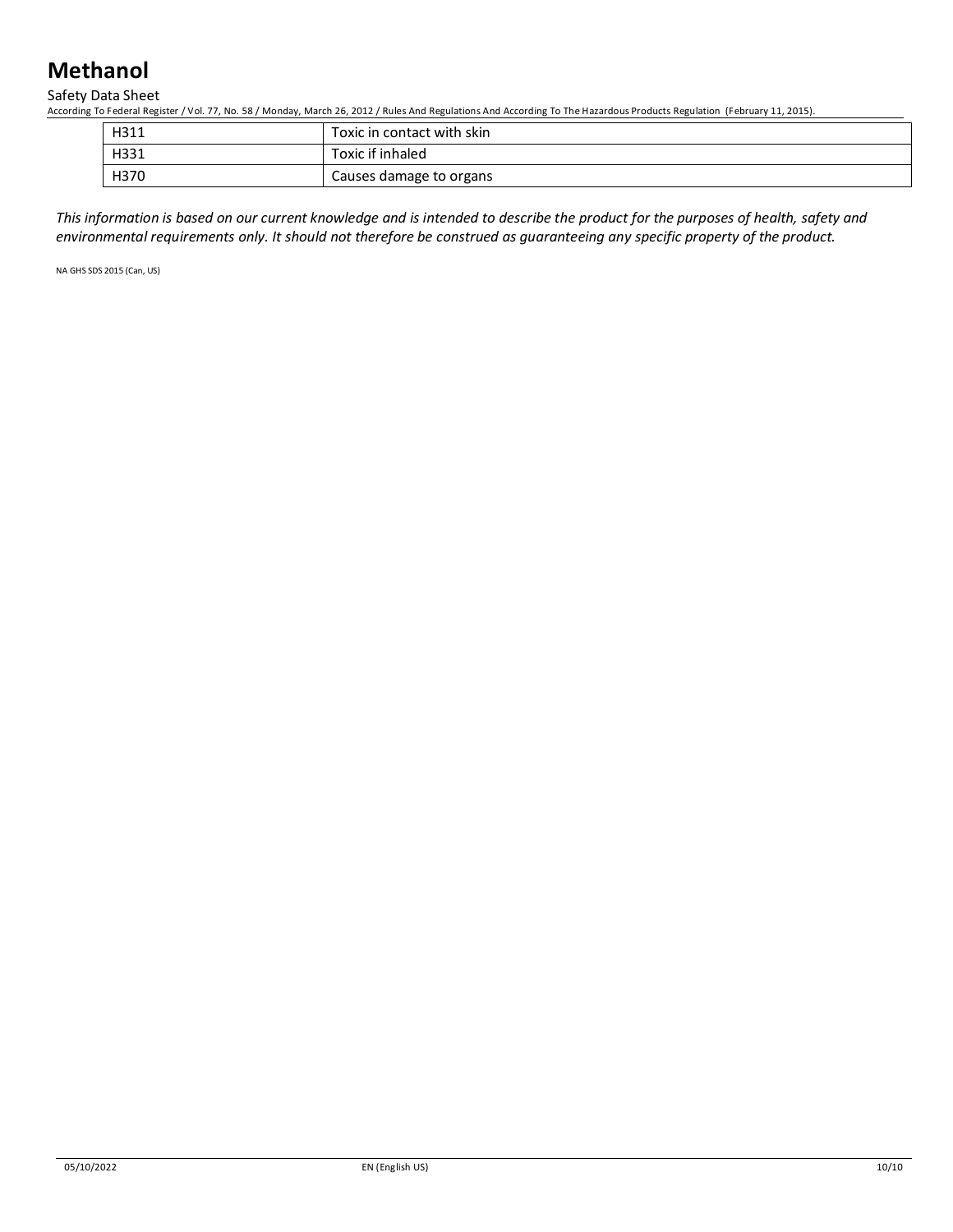| | |
|---|---|
| H311 | Toxic in contact with skin |
| H331 | Toxic if inhaled |
| H370 | Causes damage to organs |

*This information is based on our current knowledge and is intended to describe the product for the purposes of health, safety and environmental requirements only. It should not therefore be construed as guaranteeing any specific property of the product.*

NA GHS SDS 2015 (Can, US)